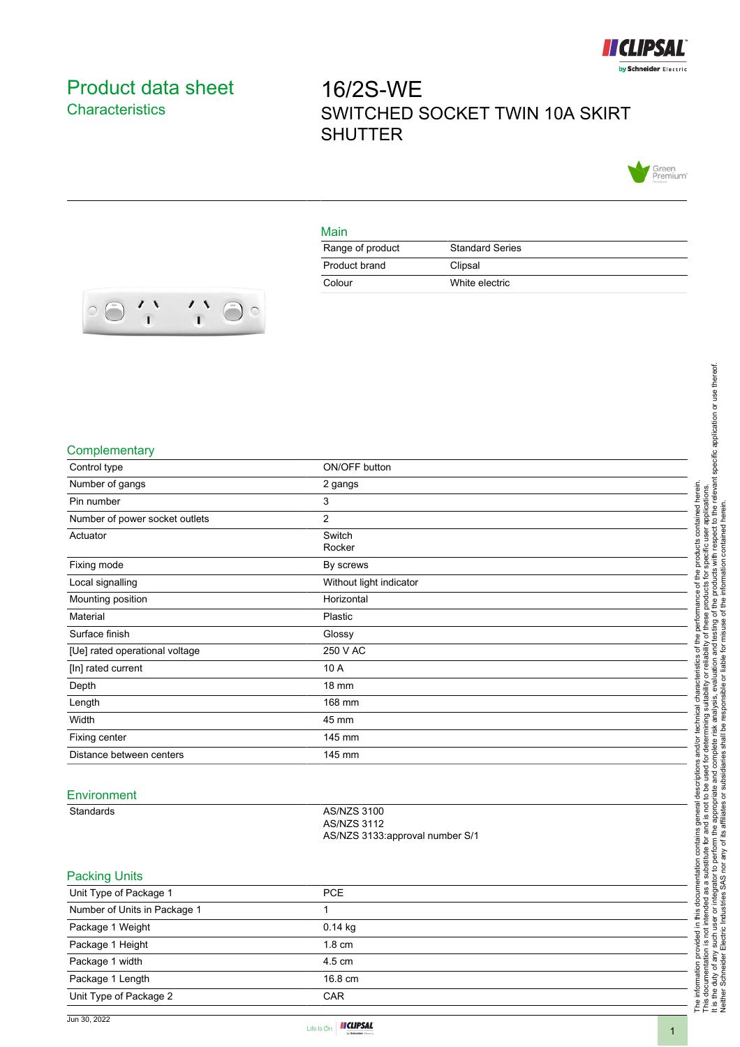# Product data sheet
## Characteristics

# 16/2S-WE
SWITCHED SOCKET TWIN 10A SKIRT SHUTTER

## Main

| | |
|---|---|
| Range of product | Standard Series |
| Product brand | Clipsal |
| Colour | White electric |

## Complementary

| | |
|---|---|
| Control type | ON/OFF button |
| Number of gangs | 2 gangs |
| Pin number | 3 |
| Number of power socket outlets | 2 |
| Actuator | Switch<br>Rocker |
| Fixing mode | By screws |
| Local signalling | Without light indicator |
| Mounting position | Horizontal |
| Material | Plastic |
| Surface finish | Glossy |
| [Ue] rated operational voltage | 250 V AC |
| [In] rated current | 10 A |
| Depth | 18 mm |
| Length | 168 mm |
| Width | 45 mm |
| Fixing center | 145 mm |
| Distance between centers | 145 mm |

## Environment

| | |
|---|---|
| Standards | AS/NZS 3100<br>AS/NZS 3112<br>AS/NZS 3133:approval number S/1 |

## Packing Units

| | |
|---|---|
| Unit Type of Package 1 | PCE |
| Number of Units in Package 1 | 1 |
| Package 1 Weight | 0.14 kg |
| Package 1 Height | 1.8 cm |
| Package 1 width | 4.5 cm |
| Package 1 Length | 16.8 cm |
| Unit Type of Package 2 | CAR |

The information provided in this documentation contains general descriptions and/or technical characteristics of the performance of the products contained herein.
This documentation is not intended as a substitute for and is not to be used for determining suitability or reliability of these products for specific user applications.
It is the duty of any such user or integrator to perform the appropriate and complete risk analysis, evaluation and testing of the products with respect to the relevant specific application or use thereof.
Neither Schneider Electric Industries SAS nor any of its affiliates or subsidiaries shall be responsible or liable for misuse of the information contained herein.

Jun 30, 2022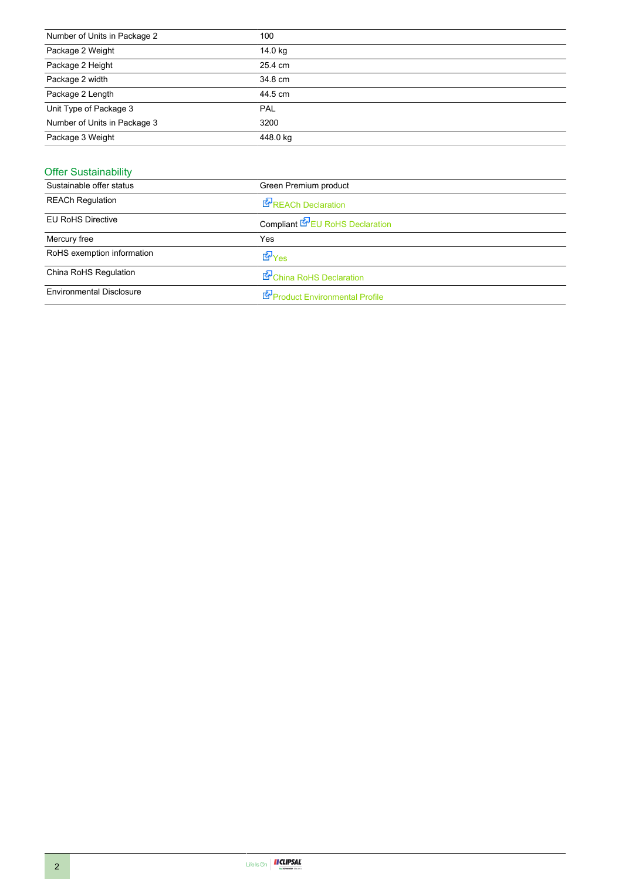| | |
|---|---|
| Number of Units in Package 2 | 100 |
| Package 2 Weight | 14.0 kg |
| Package 2 Height | 25.4 cm |
| Package 2 width | 34.8 cm |
| Package 2 Length | 44.5 cm |
| Unit Type of Package 3 | PAL |
| Number of Units in Package 3 | 3200 |
| Package 3 Weight | 448.0 kg |

## Offer Sustainability

| | |
|---|---|
| Sustainable offer status | Green Premium product |
| REACh Regulation | REACh Declaration |
| EU RoHS Directive | Compliant EU RoHS Declaration |
| Mercury free | Yes |
| RoHS exemption information | Yes |
| China RoHS Regulation | China RoHS Declaration |
| Environmental Disclosure | Product Environmental Profile |